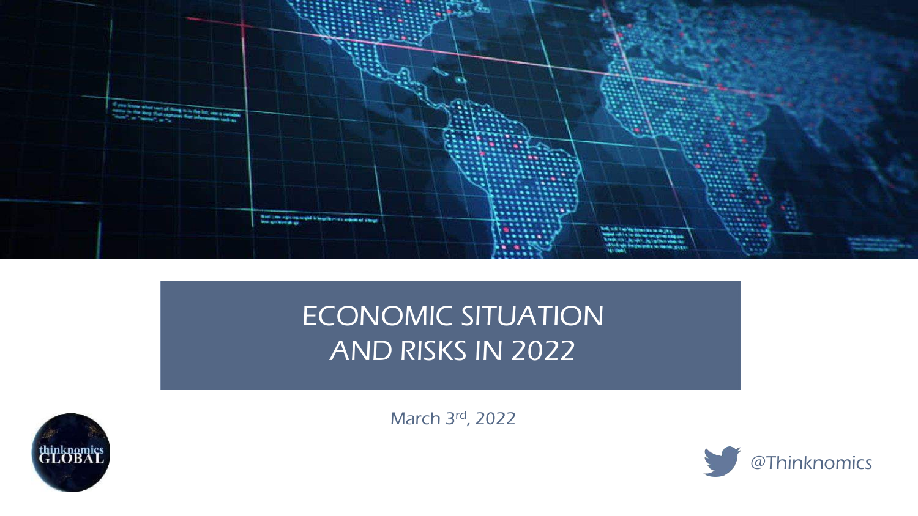# ECONOMIC SITUATION AND RISKS IN 2022

March 3rd, 2022

@Thinknomics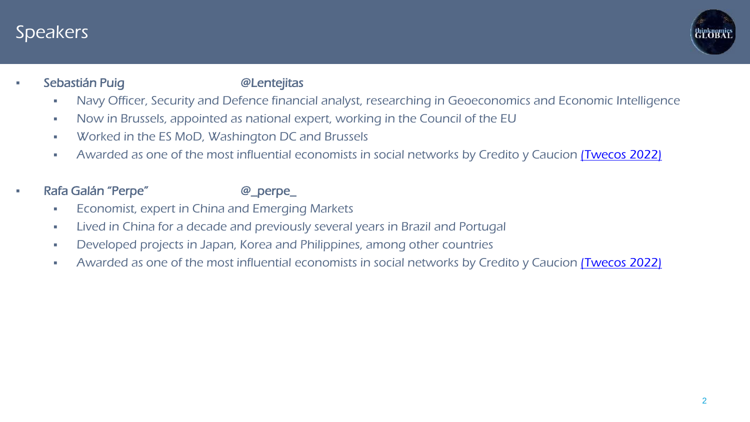# Speakers

- Sebastián Puig @Lentejitas
  - Navy Officer, Security and Defence financial analyst, researching in Geoeconomics and Economic Intelligence
  - Now in Brussels, appointed as national expert, working in the Council of the EU
  - Worked in the ES MoD, Washington DC and Brussels
  - Awarded as one of the most influential economists in social networks by Credito y Caucion (Twecos 2022)

- Rafa Galán "Perpe" @_perpe_
  - Economist, expert in China and Emerging Markets
  - Lived in China for a decade and previously several years in Brazil and Portugal
  - Developed projects in Japan, Korea and Philippines, among other countries
  - Awarded as one of the most influential economists in social networks by Credito y Caucion (Twecos 2022)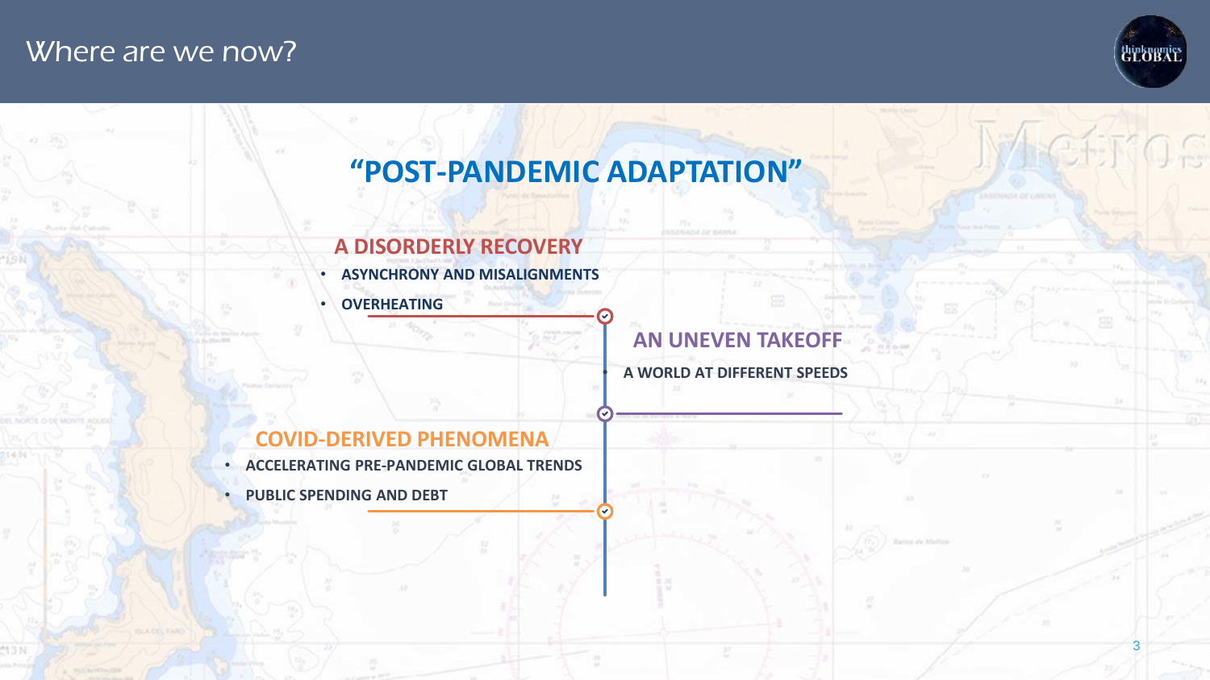# Where are we now?

## "POST-PANDEMIC ADAPTATION"

### A DISORDERLY RECOVERY

- **ASYNCHRONY AND MISALIGNMENTS**
- **OVERHEATING**

### AN UNEVEN TAKEOFF

- **A WORLD AT DIFFERENT SPEEDS**

### COVID-DERIVED PHENOMENA

- **ACCELERATING PRE-PANDEMIC GLOBAL TRENDS**
- **PUBLIC SPENDING AND DEBT**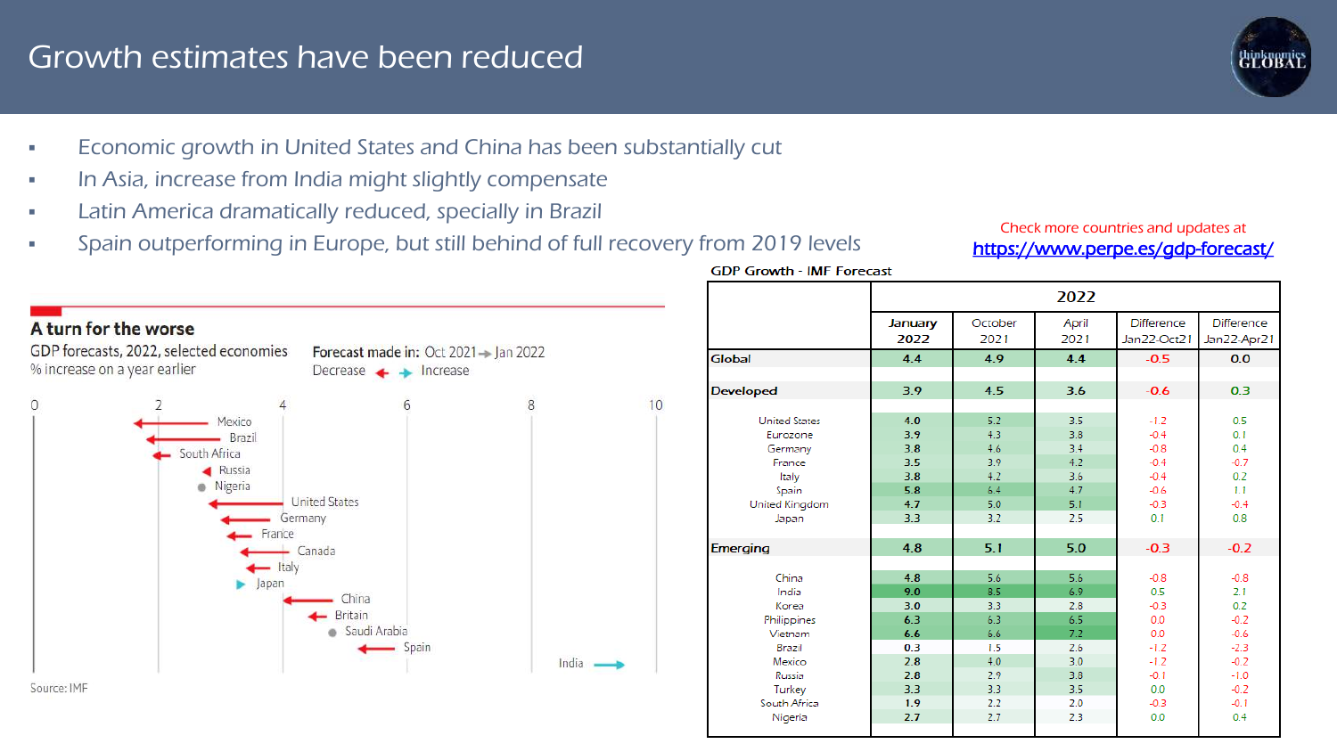# Growth estimates have been reduced

- Economic growth in United States and China has been substantially cut
- In Asia, increase from India might slightly compensate
- Latin America dramatically reduced, specially in Brazil
- Spain outperforming in Europe, but still behind of full recovery from 2019 levels

**A turn for the worse**

GDP forecasts, 2022, selected economies

% increase on a year earlier

Forecast made in: Oct 2021 → Jan 2022

Decrease ← → Increase

| Country | Oct 2021 → Jan 2022 |
|---|---|
| Mexico | Decrease |
| Brazil | Decrease |
| South Africa | Decrease |
| Russia | Decrease |
| Nigeria | No change |
| United States | Decrease |
| Germany | Decrease |
| France | Decrease |
| Canada | Decrease |
| Italy | Decrease |
| Japan | Increase |
| China | Decrease |
| Britain | Decrease |
| Saudi Arabia | No change |
| Spain | Decrease |
| India | Increase |

Source: IMF

Check more countries and updates at https://www.perpe.es/gdp-forecast/

GDP Growth - IMF Forecast

| | 2022 | | | | |
|---|---|---|---|---|---|
| | January 2022 | October 2021 | April 2021 | Difference Jan22-Oct21 | Difference Jan22-Apr21 |
| **Global** | 4.4 | 4.9 | 4.4 | -0.5 | 0.0 |
| **Developed** | 3.9 | 4.5 | 3.6 | -0.6 | 0.3 |
| United States | 4.0 | 5.2 | 3.5 | -1.2 | 0.5 |
| Eurozone | 3.9 | 4.3 | 3.8 | -0.4 | 0.1 |
| Germany | 3.8 | 4.6 | 3.4 | -0.8 | 0.4 |
| France | 3.5 | 3.9 | 4.2 | -0.4 | -0.7 |
| Italy | 3.8 | 4.2 | 3.6 | -0.4 | 0.2 |
| Spain | 5.8 | 6.4 | 4.7 | -0.6 | 1.1 |
| United Kingdom | 4.7 | 5.0 | 5.1 | -0.3 | -0.4 |
| Japan | 3.3 | 3.2 | 2.5 | 0.1 | 0.8 |
| **Emerging** | 4.8 | 5.1 | 5.0 | -0.3 | -0.2 |
| China | 4.8 | 5.6 | 5.6 | -0.8 | -0.8 |
| India | 9.0 | 8.5 | 6.9 | 0.5 | 2.1 |
| Korea | 3.0 | 3.3 | 2.8 | -0.3 | 0.2 |
| Philippines | 6.3 | 6.3 | 6.5 | 0.0 | -0.2 |
| Vietnam | 6.6 | 6.6 | 7.2 | 0.0 | -0.6 |
| Brazil | 0.3 | 1.5 | 2.6 | -1.2 | -2.3 |
| Mexico | 2.8 | 4.0 | 3.0 | -1.2 | -0.2 |
| Russia | 2.8 | 2.9 | 3.8 | -0.1 | -1.0 |
| Turkey | 3.3 | 3.3 | 3.5 | 0.0 | -0.2 |
| South Africa | 1.9 | 2.2 | 2.0 | -0.3 | -0.1 |
| Nigeria | 2.7 | 2.7 | 2.3 | 0.0 | 0.4 |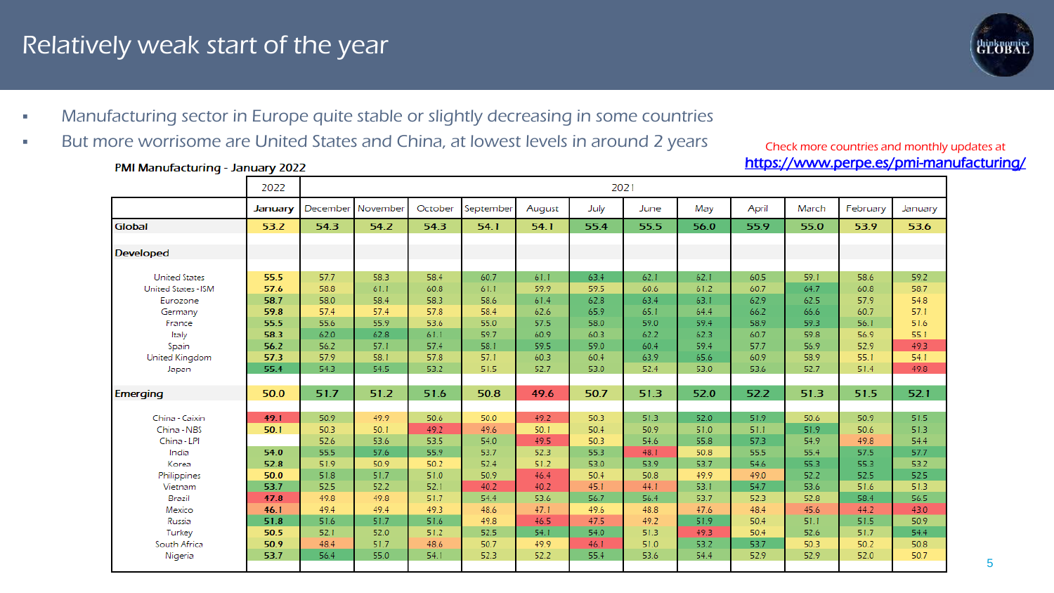# Relatively weak start of the year

- Manufacturing sector in Europe quite stable or slightly decreasing in some countries
- But more worrisome are United States and China, at lowest levels in around 2 years

Check more countries and monthly updates at
https://www.perpe.es/pmi-manufacturing/

**PMI Manufacturing - January 2022**

| | 2022 | 2021 | | | | | | | | | | | |
|---|---|---|---|---|---|---|---|---|---|---|---|---|---|
| | **January** | December | November | October | September | August | July | June | May | April | March | February | January |
| **Global** | **53.2** | **54.3** | **54.2** | **54.3** | **54.1** | **54.1** | **55.4** | **55.5** | **56.0** | **55.9** | **55.0** | **53.9** | **53.6** |
| **Developed** | | | | | | | | | | | | | |
| United States | **55.5** | 57.7 | 58.3 | 58.4 | 60.7 | 61.1 | 63.4 | 62.1 | 62.1 | 60.5 | 59.1 | 58.6 | 59.2 |
| United States - ISM | **57.6** | 58.8 | 61.1 | 60.8 | 61.1 | 59.9 | 59.5 | 60.6 | 61.2 | 60.7 | 64.7 | 60.8 | 58.7 |
| Eurozone | **58.7** | 58.0 | 58.4 | 58.3 | 58.6 | 61.4 | 62.8 | 63.4 | 63.1 | 62.9 | 62.5 | 57.9 | 54.8 |
| Germany | **59.8** | 57.4 | 57.4 | 57.8 | 58.4 | 62.6 | 65.9 | 65.1 | 64.4 | 66.2 | 66.6 | 60.7 | 57.1 |
| France | **55.5** | 55.6 | 55.9 | 53.6 | 55.0 | 57.5 | 58.0 | 59.0 | 59.4 | 58.9 | 59.3 | 56.1 | 51.6 |
| Italy | **58.3** | 62.0 | 62.8 | 61.1 | 59.7 | 60.9 | 60.3 | 62.2 | 62.3 | 60.7 | 59.8 | 56.9 | 55.1 |
| Spain | **56.2** | 56.2 | 57.1 | 57.4 | 58.1 | 59.5 | 59.0 | 60.4 | 59.4 | 57.7 | 56.9 | 52.9 | 49.3 |
| United Kingdom | **57.3** | 57.9 | 58.1 | 57.8 | 57.1 | 60.3 | 60.4 | 63.9 | 65.6 | 60.9 | 58.9 | 55.1 | 54.1 |
| Japan | **55.4** | 54.3 | 54.5 | 53.2 | 51.5 | 52.7 | 53.0 | 52.4 | 53.0 | 53.6 | 52.7 | 51.4 | 49.8 |
| **Emerging** | **50.0** | **51.7** | **51.2** | **51.6** | **50.8** | **49.6** | **50.7** | **51.3** | **52.0** | **52.2** | **51.3** | **51.5** | **52.1** |
| China - Caixin | **49.1** | 50.9 | 49.9 | 50.6 | 50.0 | 49.2 | 50.3 | 51.3 | 52.0 | 51.9 | 50.6 | 50.9 | 51.5 |
| China - NBS | **50.1** | 50.3 | 50.1 | 49.2 | 49.6 | 50.1 | 50.4 | 50.9 | 51.0 | 51.1 | 51.9 | 50.6 | 51.3 |
| China - LPI | | 52.6 | 53.6 | 53.5 | 54.0 | 49.5 | 50.3 | 54.6 | 55.8 | 57.3 | 54.9 | 49.8 | 54.4 |
| India | **54.0** | 55.5 | 57.6 | 55.9 | 53.7 | 52.3 | 55.3 | 48.1 | 50.8 | 55.5 | 55.4 | 57.5 | 57.7 |
| Korea | **52.8** | 51.9 | 50.9 | 50.2 | 52.4 | 51.2 | 53.0 | 53.9 | 53.7 | 54.6 | 55.3 | 55.3 | 53.2 |
| Philippines | **50.0** | 51.8 | 51.7 | 51.0 | 50.9 | 46.4 | 50.4 | 50.8 | 49.9 | 49.0 | 52.2 | 52.5 | 52.5 |
| Vietnam | **53.7** | 52.5 | 52.2 | 52.1 | 40.2 | 40.2 | 45.1 | 44.1 | 53.1 | 54.7 | 53.6 | 51.6 | 51.3 |
| Brazil | **47.8** | 49.8 | 49.8 | 51.7 | 54.4 | 53.6 | 56.7 | 56.4 | 53.7 | 52.3 | 52.8 | 58.4 | 56.5 |
| Mexico | **46.1** | 49.4 | 49.4 | 49.3 | 48.6 | 47.1 | 49.6 | 48.8 | 47.6 | 48.4 | 45.6 | 44.2 | 43.0 |
| Russia | **51.8** | 51.6 | 51.7 | 51.6 | 49.8 | 46.5 | 47.5 | 49.2 | 51.9 | 50.4 | 51.1 | 51.5 | 50.9 |
| Turkey | **50.5** | 52.1 | 52.0 | 51.2 | 52.5 | 54.1 | 54.0 | 51.3 | 49.3 | 50.4 | 52.6 | 51.7 | 54.4 |
| South Africa | **50.9** | 48.4 | 51.7 | 48.6 | 50.7 | 49.9 | 46.1 | 51.0 | 53.2 | 53.7 | 50.3 | 50.2 | 50.8 |
| Nigeria | **53.7** | 56.4 | 55.0 | 54.1 | 52.3 | 52.2 | 55.4 | 53.6 | 54.4 | 52.9 | 52.9 | 52.0 | 50.7 |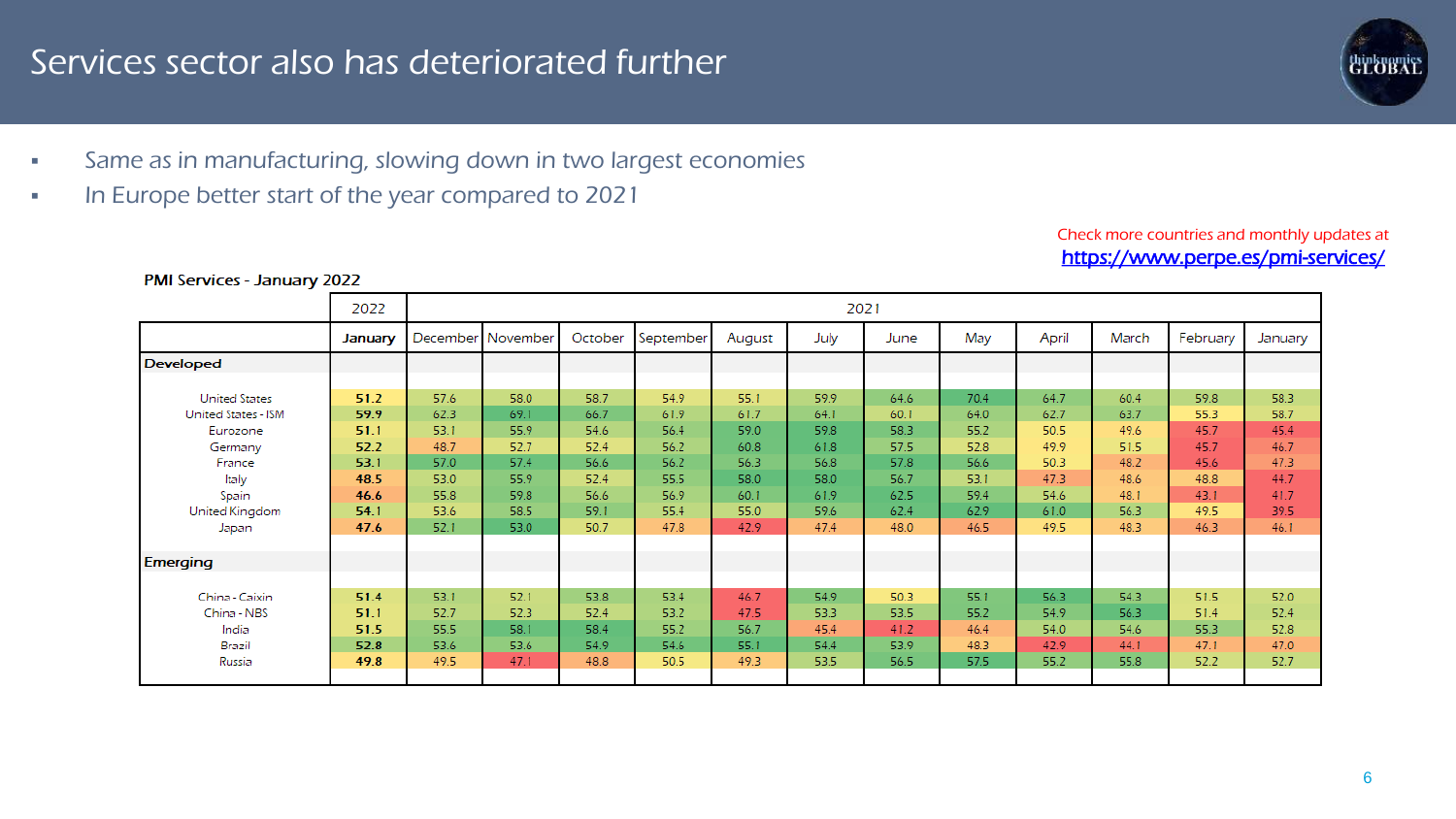# Services sector also has deteriorated further

- Same as in manufacturing, slowing down in two largest economies
- In Europe better start of the year compared to 2021

Check more countries and monthly updates at
https://www.perpe.es/pmi-services/

**PMI Services - January 2022**

| | 2022 | 2021 | | | | | | | | | | | |
|---|---|---|---|---|---|---|---|---|---|---|---|---|---|
| | **January** | December | November | October | September | August | July | June | May | April | March | February | January |
| **Developed** | | | | | | | | | | | | | |
| United States | **51.2** | 57.6 | 58.0 | 58.7 | 54.9 | 55.1 | 59.9 | 64.6 | 70.4 | 64.7 | 60.4 | 59.8 | 58.3 |
| United States - ISM | **59.9** | 62.3 | 69.1 | 66.7 | 61.9 | 61.7 | 64.1 | 60.1 | 64.0 | 62.7 | 63.7 | 55.3 | 58.7 |
| Eurozone | **51.1** | 53.1 | 55.9 | 54.6 | 56.4 | 59.0 | 59.8 | 58.3 | 55.2 | 50.5 | 49.6 | 45.7 | 45.4 |
| Germany | **52.2** | 48.7 | 52.7 | 52.4 | 56.2 | 60.8 | 61.8 | 57.5 | 52.8 | 49.9 | 51.5 | 45.7 | 46.7 |
| France | **53.1** | 57.0 | 57.4 | 56.6 | 56.2 | 56.3 | 56.8 | 57.8 | 56.6 | 50.3 | 48.2 | 45.6 | 47.3 |
| Italy | **48.5** | 53.0 | 55.9 | 52.4 | 55.5 | 58.0 | 58.0 | 56.7 | 53.1 | 47.3 | 48.6 | 48.8 | 44.7 |
| Spain | **46.6** | 55.8 | 59.8 | 56.6 | 56.9 | 60.1 | 61.9 | 62.5 | 59.4 | 54.6 | 48.1 | 43.1 | 41.7 |
| United Kingdom | **54.1** | 53.6 | 58.5 | 59.1 | 55.4 | 55.0 | 59.6 | 62.4 | 62.9 | 61.0 | 56.3 | 49.5 | 39.5 |
| Japan | **47.6** | 52.1 | 53.0 | 50.7 | 47.8 | 42.9 | 47.4 | 48.0 | 46.5 | 49.5 | 48.3 | 46.3 | 46.1 |
| **Emerging** | | | | | | | | | | | | | |
| China - Caixin | **51.4** | 53.1 | 52.1 | 53.8 | 53.4 | 46.7 | 54.9 | 50.3 | 55.1 | 56.3 | 54.3 | 51.5 | 52.0 |
| China - NBS | **51.1** | 52.7 | 52.3 | 52.4 | 53.2 | 47.5 | 53.3 | 53.5 | 55.2 | 54.9 | 56.3 | 51.4 | 52.4 |
| India | **51.5** | 55.5 | 58.1 | 58.4 | 55.2 | 56.7 | 45.4 | 41.2 | 46.4 | 54.0 | 54.6 | 55.3 | 52.8 |
| Brazil | **52.8** | 53.6 | 53.6 | 54.9 | 54.6 | 55.1 | 54.4 | 53.9 | 48.3 | 42.9 | 44.1 | 47.1 | 47.0 |
| Russia | **49.8** | 49.5 | 47.1 | 48.8 | 50.5 | 49.3 | 53.5 | 56.5 | 57.5 | 55.2 | 55.8 | 52.2 | 52.7 |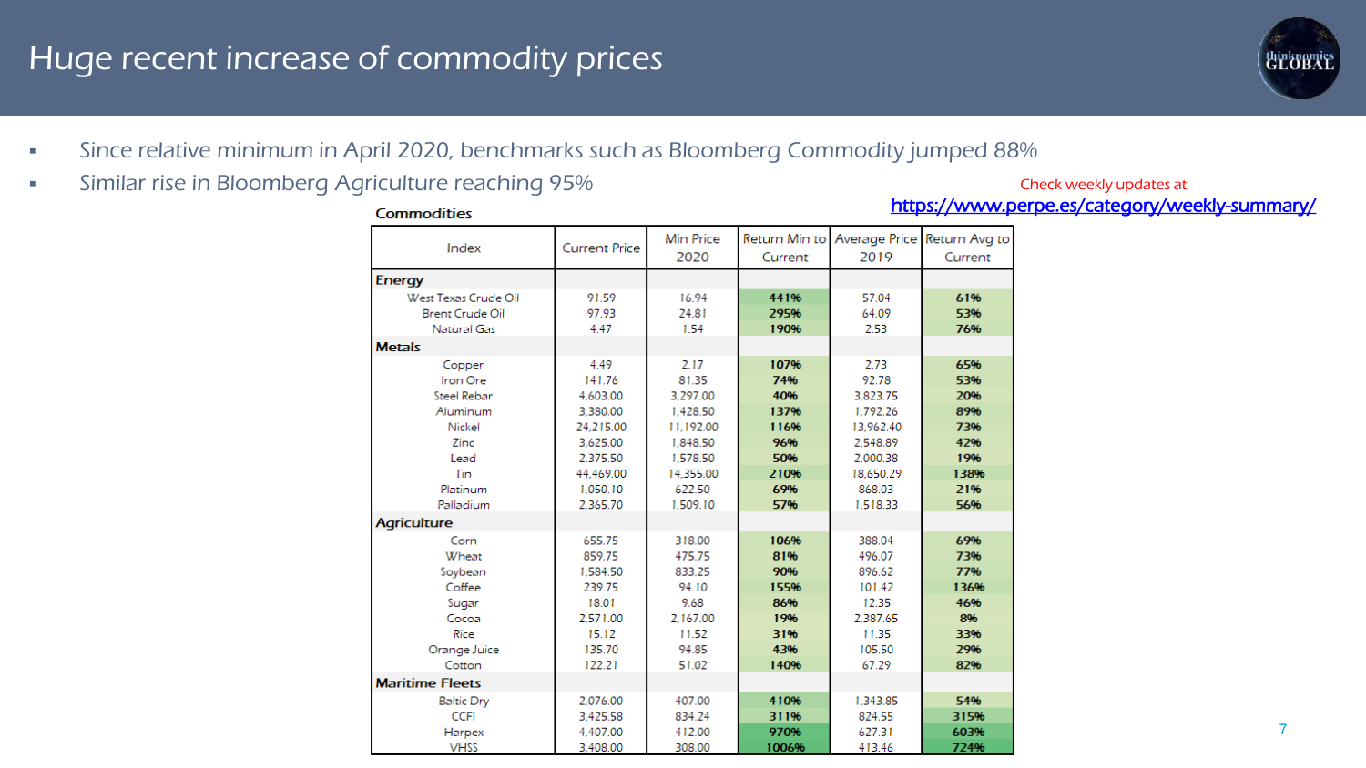# Huge recent increase of commodity prices

- Since relative minimum in April 2020, benchmarks such as Bloomberg Commodity jumped 88%
- Similar rise in Bloomberg Agriculture reaching 95%

Check weekly updates at https://www.perpe.es/category/weekly-summary/

**Commodities**

| Index | Current Price | Min Price 2020 | Return Min to Current | Average Price 2019 | Return Avg to Current |
|---|---|---|---|---|---|
| **Energy** | | | | | |
| West Texas Crude Oil | 91.59 | 16.94 | 441% | 57.04 | 61% |
| Brent Crude Oil | 97.93 | 24.81 | 295% | 64.09 | 53% |
| Natural Gas | 4.47 | 1.54 | 190% | 2.53 | 76% |
| **Metals** | | | | | |
| Copper | 4.49 | 2.17 | 107% | 2.73 | 65% |
| Iron Ore | 141.76 | 81.35 | 74% | 92.78 | 53% |
| Steel Rebar | 4,603.00 | 3,297.00 | 40% | 3,823.75 | 20% |
| Aluminum | 3,380.00 | 1,428.50 | 137% | 1,792.26 | 89% |
| Nickel | 24,215.00 | 11,192.00 | 116% | 13,962.40 | 73% |
| Zinc | 3,625.00 | 1,848.50 | 96% | 2,548.89 | 42% |
| Lead | 2,375.50 | 1,578.50 | 50% | 2,000.38 | 19% |
| Tin | 44,469.00 | 14,355.00 | 210% | 18,650.29 | 138% |
| Platinum | 1,050.10 | 622.50 | 69% | 868.03 | 21% |
| Palladium | 2,365.70 | 1,509.10 | 57% | 1,518.33 | 56% |
| **Agriculture** | | | | | |
| Corn | 655.75 | 318.00 | 106% | 388.04 | 69% |
| Wheat | 859.75 | 475.75 | 81% | 496.07 | 73% |
| Soybean | 1,584.50 | 833.25 | 90% | 896.62 | 77% |
| Coffee | 239.75 | 94.10 | 155% | 101.42 | 136% |
| Sugar | 18.01 | 9.68 | 86% | 12.35 | 46% |
| Cocoa | 2,571.00 | 2,167.00 | 19% | 2,387.65 | 8% |
| Rice | 15.12 | 11.52 | 31% | 11.35 | 33% |
| Orange Juice | 135.70 | 94.85 | 43% | 105.50 | 29% |
| Cotton | 122.21 | 51.02 | 140% | 67.29 | 82% |
| **Maritime Fleets** | | | | | |
| Baltic Dry | 2,076.00 | 407.00 | 410% | 1,343.85 | 54% |
| CCFI | 3,425.58 | 834.24 | 311% | 824.55 | 315% |
| Harpex | 4,407.00 | 412.00 | 970% | 627.31 | 603% |
| VHSS | 3,408.00 | 308.00 | 1006% | 413.46 | 724% |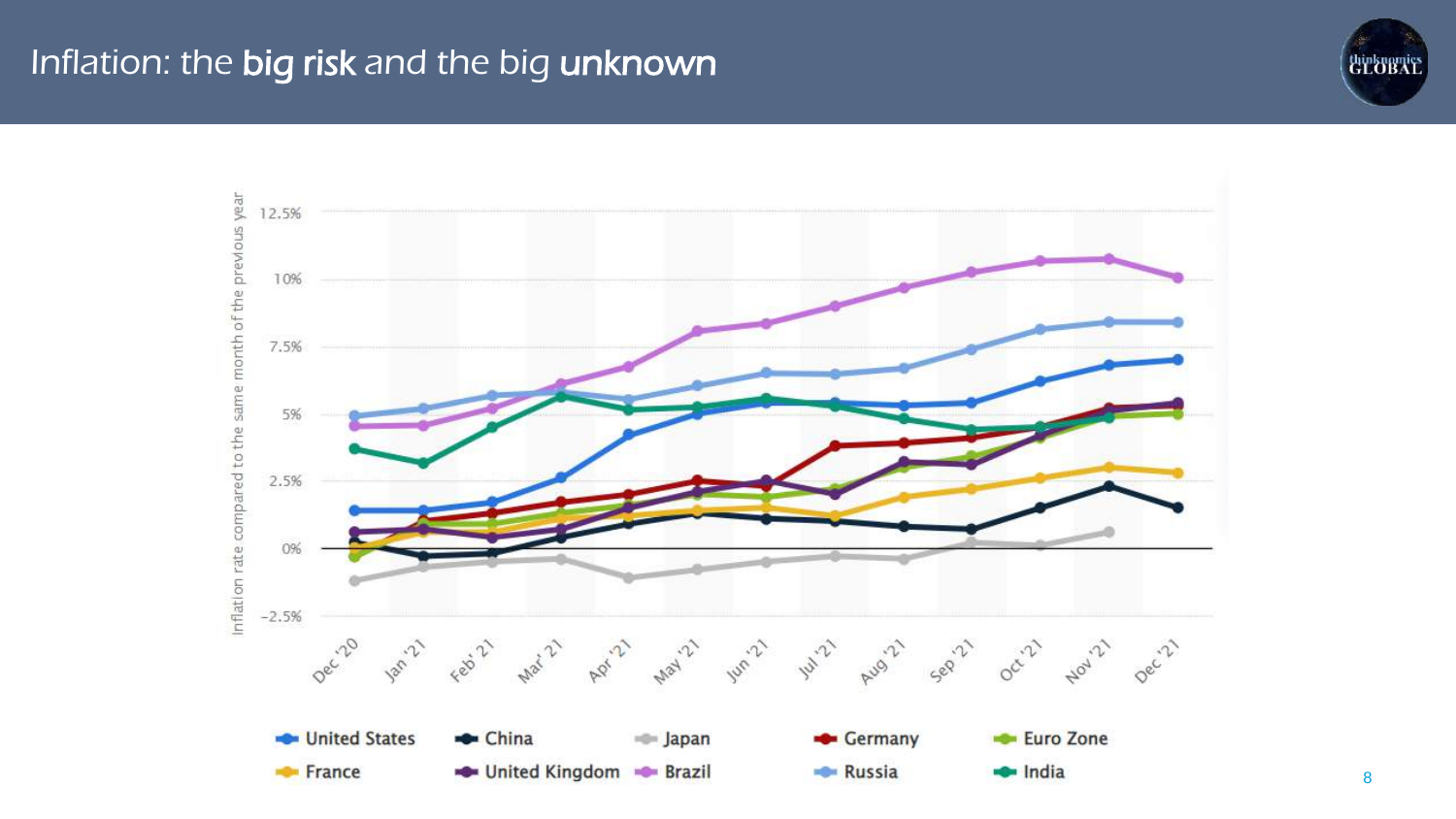# Inflation: the **big risk** and the big **unknown**

Inflation rate compared to the same month of the previous year

12.5%
10%
7.5%
5%
2.5%
0%
-2.5%

Dec '20, Jan '21, Feb '21, Mar '21, Apr '21, May '21, Jun '21, Jul '21, Aug '21, Sep '21, Oct '21, Nov '21, Dec '21

United States, China, Japan, Germany, Euro Zone, France, United Kingdom, Brazil, Russia, India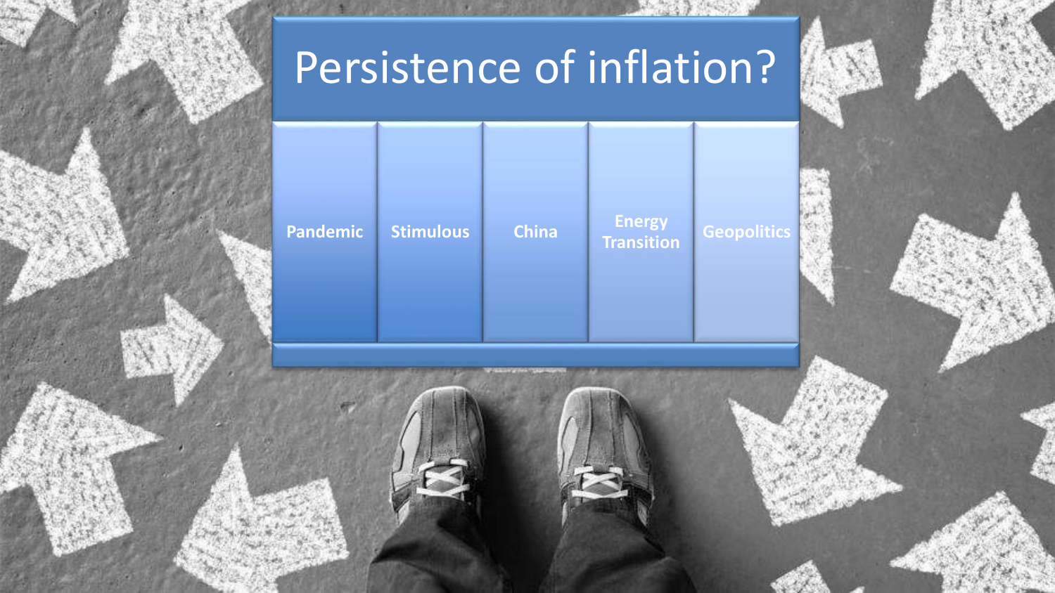# Persistence of inflation?

- Pandemic
- Stimulous
- China
- Energy Transition
- Geopolitics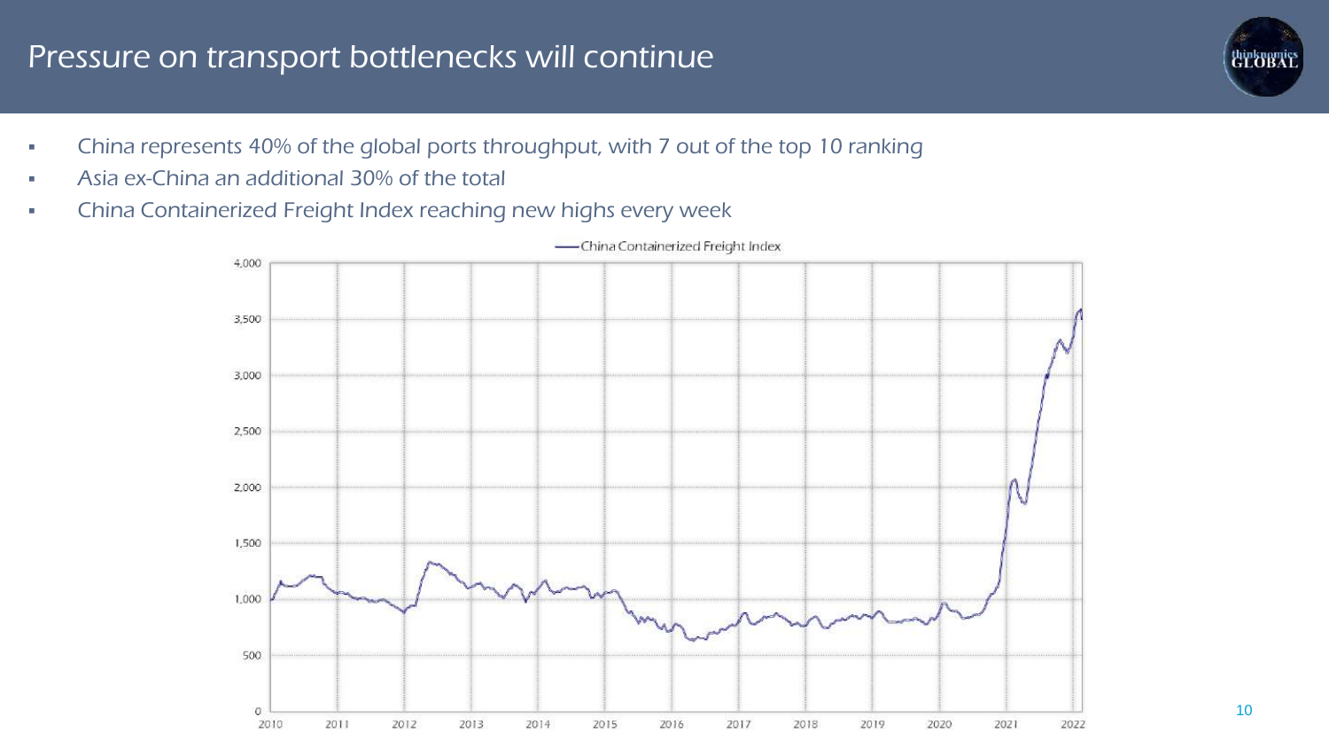# Pressure on transport bottlenecks will continue

- China represents 40% of the global ports throughput, with 7 out of the top 10 ranking
- Asia ex-China an additional 30% of the total
- China Containerized Freight Index reaching new highs every week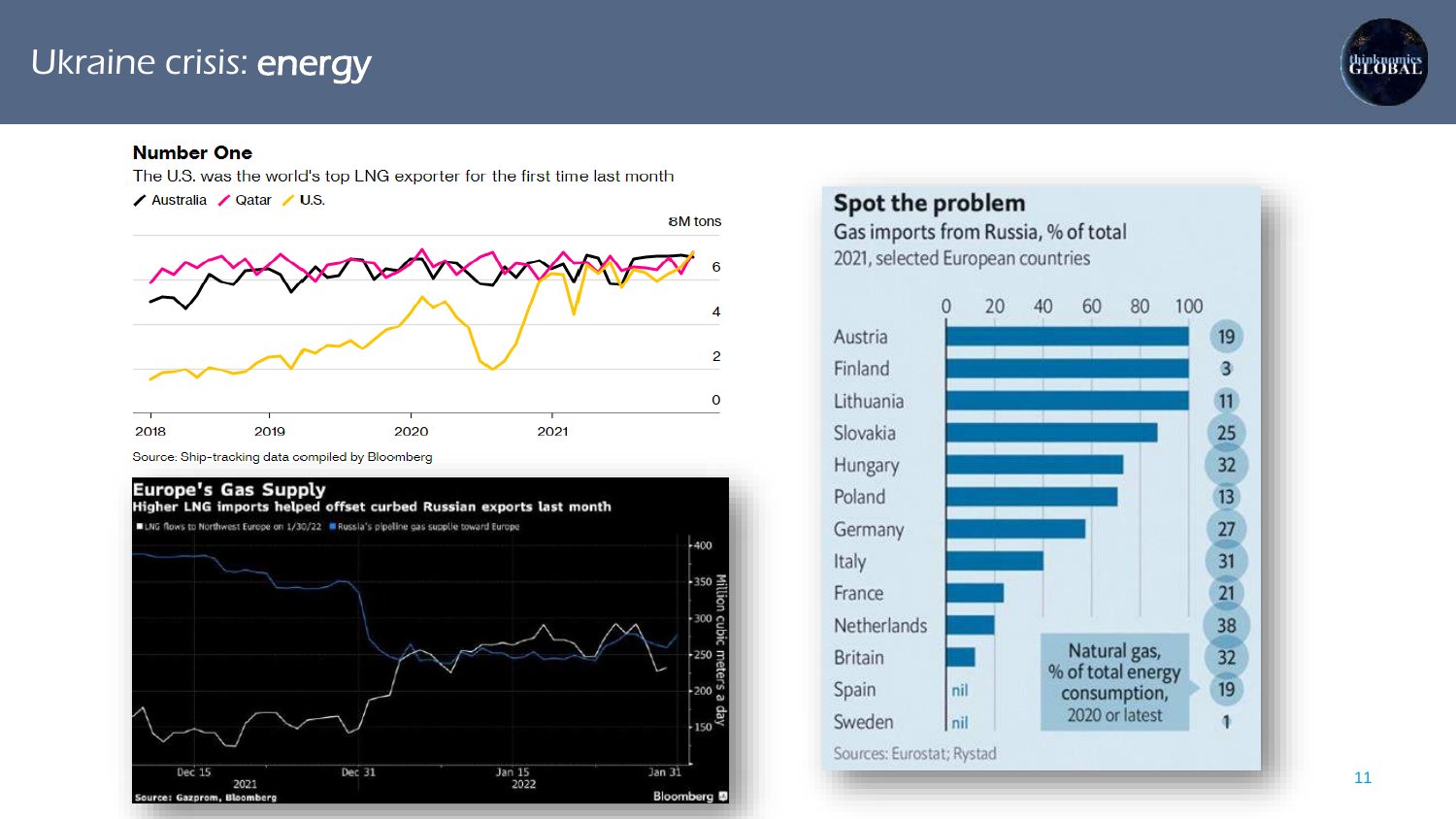# Ukraine crisis: energy

**Number One**

The U.S. was the world's top LNG exporter for the first time last month

Australia / Qatar / U.S.

8M tons

Source: Ship-tracking data compiled by Bloomberg

**Europe's Gas Supply**

**Higher LNG imports helped offset curbed Russian exports last month**

LNG flows to Northwest Europe on 1/30/22 / Russia's pipeline gas supplie toward Europe

Million cubic meters a day

Source: Gazprom, Bloomberg

**Spot the problem**

Gas imports from Russia, % of total

2021, selected European countries

| Country | Natural gas, % of total energy consumption, 2020 or latest |
| --- | --- |
| Austria | 19 |
| Finland | 3 |
| Lithuania | 11 |
| Slovakia | 25 |
| Hungary | 32 |
| Poland | 13 |
| Germany | 27 |
| Italy | 31 |
| France | 21 |
| Netherlands | 38 |
| Britain | 32 |
| Spain (nil) | 19 |
| Sweden (nil) | 1 |

Sources: Eurostat; Rystad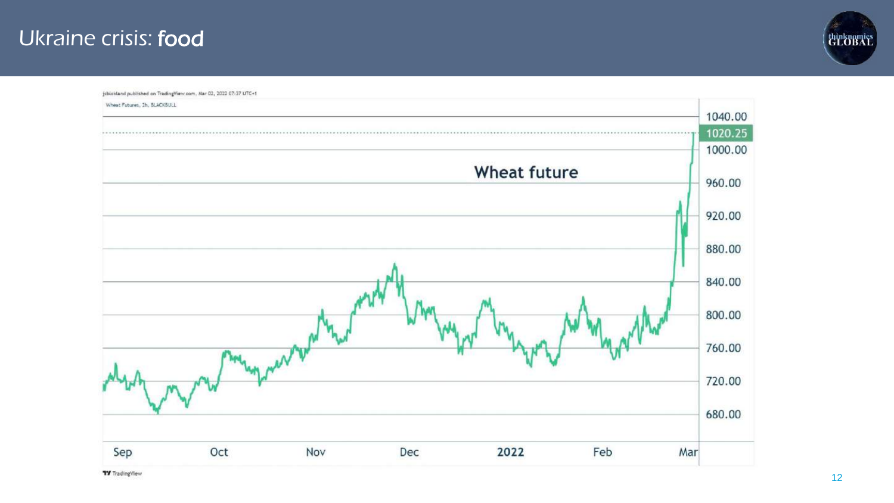# Ukraine crisis: food

jsbiokland published on TradingView.com, Mar 02, 2022 07:37 UTC+1

Wheat Futures, 2h, BLACKBULL

**Wheat future**

1040.00
1020.25
1000.00
960.00
920.00
880.00
840.00
800.00
760.00
720.00
680.00

Sep | Oct | Nov | Dec | 2022 | Feb | Mar

TradingView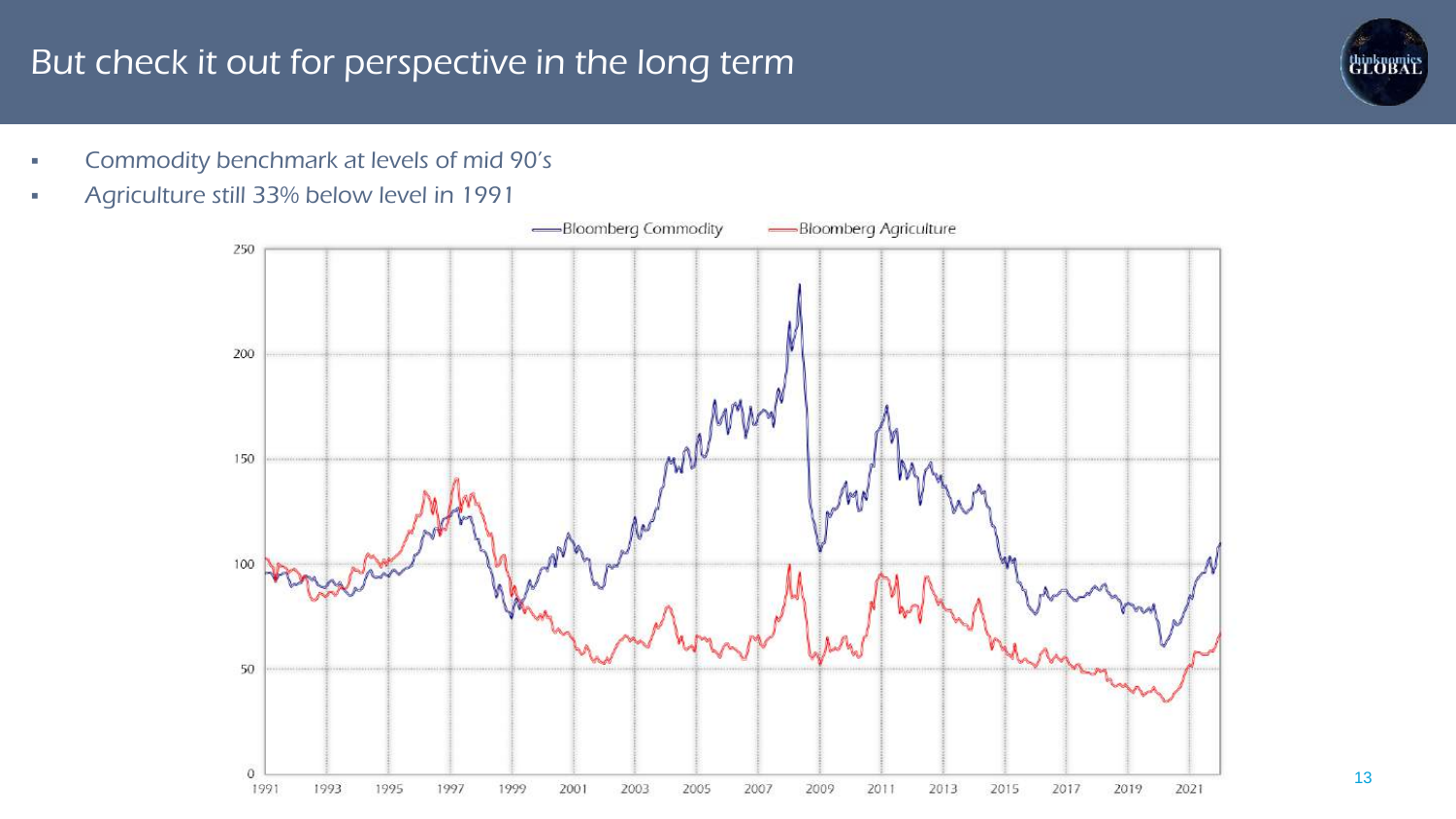# But check it out for perspective in the long term

- Commodity benchmark at levels of mid 90's
- Agriculture still 33% below level in 1991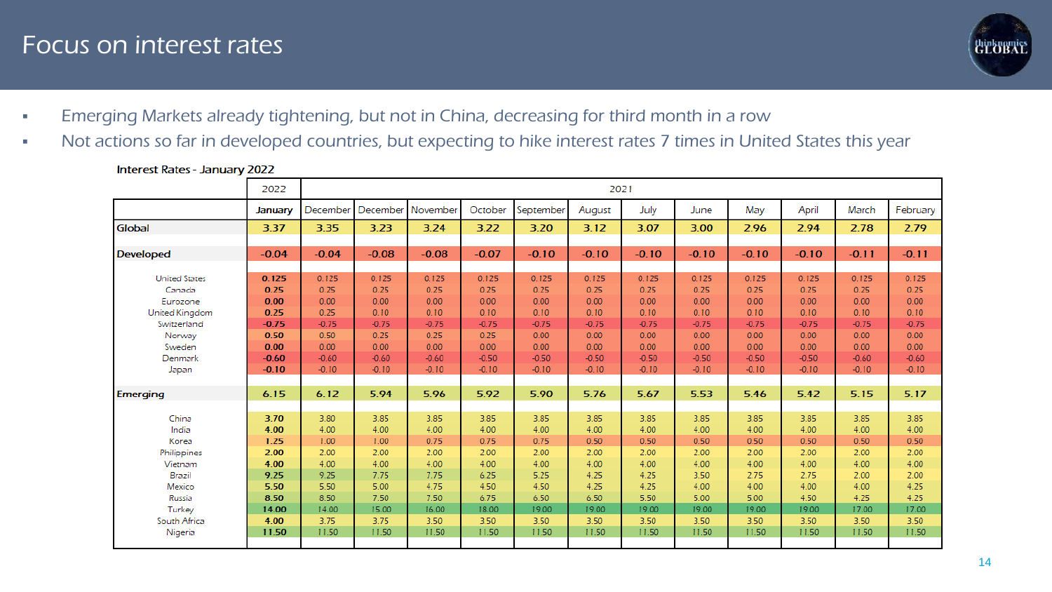# Focus on interest rates

- Emerging Markets already tightening, but not in China, decreasing for third month in a row
- Not actions so far in developed countries, but expecting to hike interest rates 7 times in United States this year

Interest Rates - January 2022

| | 2022 | 2021 | | | | | | | | | | | |
|---|---|---|---|---|---|---|---|---|---|---|---|---|---|
| | January | December | December | November | October | September | August | July | June | May | April | March | February |
| **Global** | 3.37 | 3.35 | 3.23 | 3.24 | 3.22 | 3.20 | 3.12 | 3.07 | 3.00 | 2.96 | 2.94 | 2.78 | 2.79 |
| **Developed** | -0.04 | -0.04 | -0.08 | -0.08 | -0.07 | -0.10 | -0.10 | -0.10 | -0.10 | -0.10 | -0.10 | -0.11 | -0.11 |
| United States | 0.125 | 0.125 | 0.125 | 0.125 | 0.125 | 0.125 | 0.125 | 0.125 | 0.125 | 0.125 | 0.125 | 0.125 | 0.125 |
| Canada | 0.25 | 0.25 | 0.25 | 0.25 | 0.25 | 0.25 | 0.25 | 0.25 | 0.25 | 0.25 | 0.25 | 0.25 | 0.25 |
| Eurozone | 0.00 | 0.00 | 0.00 | 0.00 | 0.00 | 0.00 | 0.00 | 0.00 | 0.00 | 0.00 | 0.00 | 0.00 | 0.00 |
| United Kingdom | 0.25 | 0.25 | 0.10 | 0.10 | 0.10 | 0.10 | 0.10 | 0.10 | 0.10 | 0.10 | 0.10 | 0.10 | 0.10 |
| Switzerland | -0.75 | -0.75 | -0.75 | -0.75 | -0.75 | -0.75 | -0.75 | -0.75 | -0.75 | -0.75 | -0.75 | -0.75 | -0.75 |
| Norway | 0.50 | 0.50 | 0.25 | 0.25 | 0.25 | 0.00 | 0.00 | 0.00 | 0.00 | 0.00 | 0.00 | 0.00 | 0.00 |
| Sweden | 0.00 | 0.00 | 0.00 | 0.00 | 0.00 | 0.00 | 0.00 | 0.00 | 0.00 | 0.00 | 0.00 | 0.00 | 0.00 |
| Denmark | -0.60 | -0.60 | -0.60 | -0.60 | -0.50 | -0.50 | -0.50 | -0.50 | -0.50 | -0.50 | -0.50 | -0.60 | -0.60 |
| Japan | -0.10 | -0.10 | -0.10 | -0.10 | -0.10 | -0.10 | -0.10 | -0.10 | -0.10 | -0.10 | -0.10 | -0.10 | -0.10 |
| **Emerging** | 6.15 | 6.12 | 5.94 | 5.96 | 5.92 | 5.90 | 5.76 | 5.67 | 5.53 | 5.46 | 5.42 | 5.15 | 5.17 |
| China | 3.70 | 3.80 | 3.85 | 3.85 | 3.85 | 3.85 | 3.85 | 3.85 | 3.85 | 3.85 | 3.85 | 3.85 | 3.85 |
| India | 4.00 | 4.00 | 4.00 | 4.00 | 4.00 | 4.00 | 4.00 | 4.00 | 4.00 | 4.00 | 4.00 | 4.00 | 4.00 |
| Korea | 1.25 | 1.00 | 1.00 | 0.75 | 0.75 | 0.75 | 0.50 | 0.50 | 0.50 | 0.50 | 0.50 | 0.50 | 0.50 |
| Philippines | 2.00 | 2.00 | 2.00 | 2.00 | 2.00 | 2.00 | 2.00 | 2.00 | 2.00 | 2.00 | 2.00 | 2.00 | 2.00 |
| Vietnam | 4.00 | 4.00 | 4.00 | 4.00 | 4.00 | 4.00 | 4.00 | 4.00 | 4.00 | 4.00 | 4.00 | 4.00 | 4.00 |
| Brazil | 9.25 | 9.25 | 7.75 | 7.75 | 6.25 | 5.25 | 4.25 | 4.25 | 3.50 | 2.75 | 2.75 | 2.00 | 2.00 |
| Mexico | 5.50 | 5.50 | 5.00 | 4.75 | 4.50 | 4.50 | 4.25 | 4.25 | 4.00 | 4.00 | 4.00 | 4.00 | 4.25 |
| Russia | 8.50 | 8.50 | 7.50 | 7.50 | 6.75 | 6.50 | 6.50 | 5.50 | 5.00 | 5.00 | 4.50 | 4.25 | 4.25 |
| Turkey | 14.00 | 14.00 | 15.00 | 16.00 | 18.00 | 19.00 | 19.00 | 19.00 | 19.00 | 19.00 | 19.00 | 17.00 | 17.00 |
| South Africa | 4.00 | 3.75 | 3.75 | 3.50 | 3.50 | 3.50 | 3.50 | 3.50 | 3.50 | 3.50 | 3.50 | 3.50 | 3.50 |
| Nigeria | 11.50 | 11.50 | 11.50 | 11.50 | 11.50 | 11.50 | 11.50 | 11.50 | 11.50 | 11.50 | 11.50 | 11.50 | 11.50 |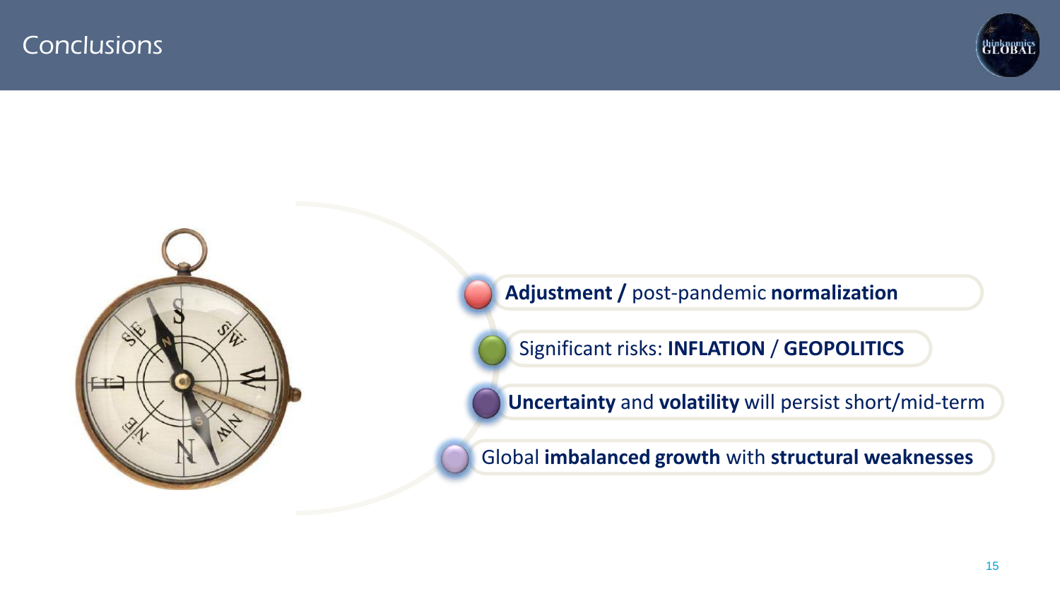# Conclusions

- **Adjustment /** post-pandemic **normalization**
- Significant risks: **INFLATION** / **GEOPOLITICS**
- **Uncertainty** and **volatility** will persist short/mid-term
- Global **imbalanced growth** with **structural weaknesses**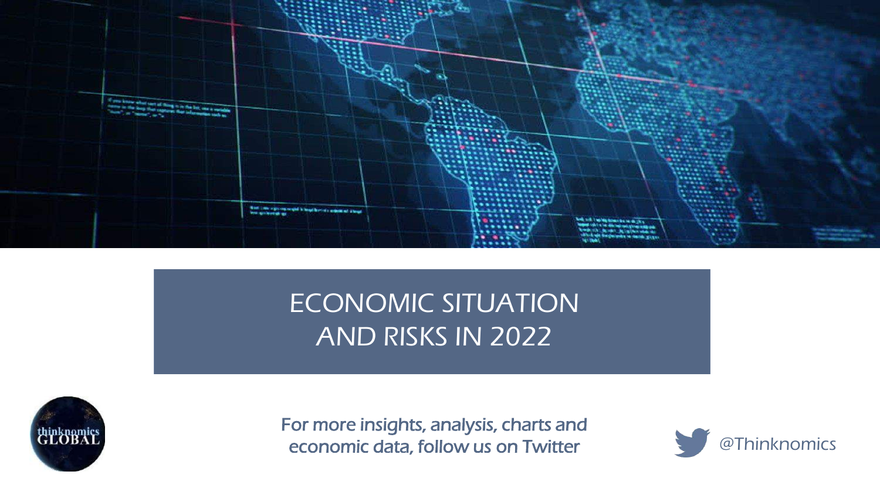# ECONOMIC SITUATION AND RISKS IN 2022

For more insights, analysis, charts and economic data, follow us on Twitter

@Thinknomics